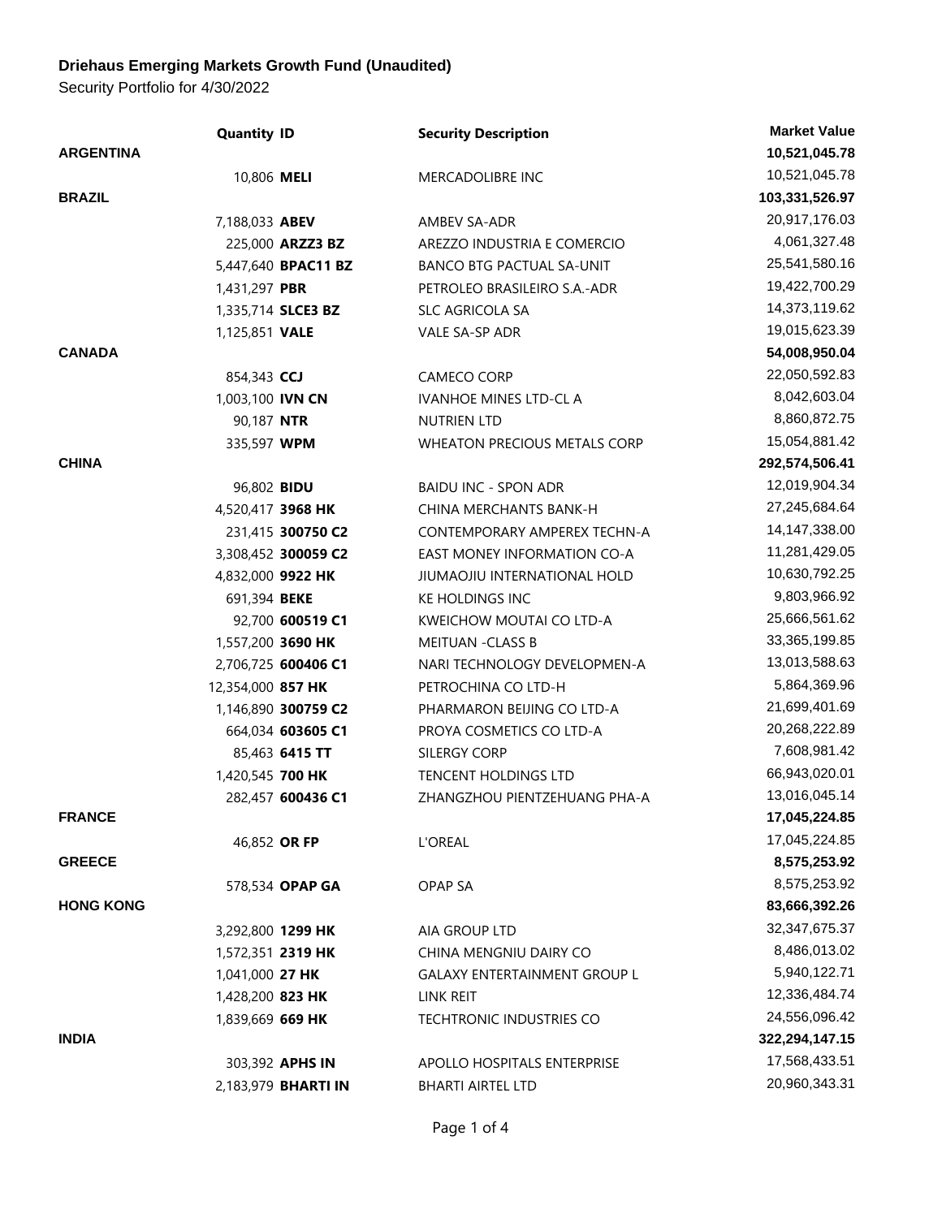**Driehaus Emerging Markets Growth Fund (Unaudited)**

Security Portfolio for 4/30/2022

| | Quantity | ID | Security Description | Market Value |
|---|---|---|---|---|
| **ARGENTINA** | | | | **10,521,045.78** |
| | 10,806 | **MELI** | MERCADOLIBRE INC | 10,521,045.78 |
| **BRAZIL** | | | | **103,331,526.97** |
| | 7,188,033 | **ABEV** | AMBEV SA-ADR | 20,917,176.03 |
| | 225,000 | **ARZZ3 BZ** | AREZZO INDUSTRIA E COMERCIO | 4,061,327.48 |
| | 5,447,640 | **BPAC11 BZ** | BANCO BTG PACTUAL SA-UNIT | 25,541,580.16 |
| | 1,431,297 | **PBR** | PETROLEO BRASILEIRO S.A.-ADR | 19,422,700.29 |
| | 1,335,714 | **SLCE3 BZ** | SLC AGRICOLA SA | 14,373,119.62 |
| | 1,125,851 | **VALE** | VALE SA-SP ADR | 19,015,623.39 |
| **CANADA** | | | | **54,008,950.04** |
| | 854,343 | **CCJ** | CAMECO CORP | 22,050,592.83 |
| | 1,003,100 | **IVN CN** | IVANHOE MINES LTD-CL A | 8,042,603.04 |
| | 90,187 | **NTR** | NUTRIEN LTD | 8,860,872.75 |
| | 335,597 | **WPM** | WHEATON PRECIOUS METALS CORP | 15,054,881.42 |
| **CHINA** | | | | **292,574,506.41** |
| | 96,802 | **BIDU** | BAIDU INC - SPON ADR | 12,019,904.34 |
| | 4,520,417 | **3968 HK** | CHINA MERCHANTS BANK-H | 27,245,684.64 |
| | 231,415 | **300750 C2** | CONTEMPORARY AMPEREX TECHN-A | 14,147,338.00 |
| | 3,308,452 | **300059 C2** | EAST MONEY INFORMATION CO-A | 11,281,429.05 |
| | 4,832,000 | **9922 HK** | JIUMAOJIU INTERNATIONAL HOLD | 10,630,792.25 |
| | 691,394 | **BEKE** | KE HOLDINGS INC | 9,803,966.92 |
| | 92,700 | **600519 C1** | KWEICHOW MOUTAI CO LTD-A | 25,666,561.62 |
| | 1,557,200 | **3690 HK** | MEITUAN -CLASS B | 33,365,199.85 |
| | 2,706,725 | **600406 C1** | NARI TECHNOLOGY DEVELOPMEN-A | 13,013,588.63 |
| | 12,354,000 | **857 HK** | PETROCHINA CO LTD-H | 5,864,369.96 |
| | 1,146,890 | **300759 C2** | PHARMARON BEIJING CO LTD-A | 21,699,401.69 |
| | 664,034 | **603605 C1** | PROYA COSMETICS CO LTD-A | 20,268,222.89 |
| | 85,463 | **6415 TT** | SILERGY CORP | 7,608,981.42 |
| | 1,420,545 | **700 HK** | TENCENT HOLDINGS LTD | 66,943,020.01 |
| | 282,457 | **600436 C1** | ZHANGZHOU PIENTZEHUANG PHA-A | 13,016,045.14 |
| **FRANCE** | | | | **17,045,224.85** |
| | 46,852 | **OR FP** | L'OREAL | 17,045,224.85 |
| **GREECE** | | | | **8,575,253.92** |
| | 578,534 | **OPAP GA** | OPAP SA | 8,575,253.92 |
| **HONG KONG** | | | | **83,666,392.26** |
| | 3,292,800 | **1299 HK** | AIA GROUP LTD | 32,347,675.37 |
| | 1,572,351 | **2319 HK** | CHINA MENGNIU DAIRY CO | 8,486,013.02 |
| | 1,041,000 | **27 HK** | GALAXY ENTERTAINMENT GROUP L | 5,940,122.71 |
| | 1,428,200 | **823 HK** | LINK REIT | 12,336,484.74 |
| | 1,839,669 | **669 HK** | TECHTRONIC INDUSTRIES CO | 24,556,096.42 |
| **INDIA** | | | | **322,294,147.15** |
| | 303,392 | **APHS IN** | APOLLO HOSPITALS ENTERPRISE | 17,568,433.51 |
| | 2,183,979 | **BHARTI IN** | BHARTI AIRTEL LTD | 20,960,343.31 |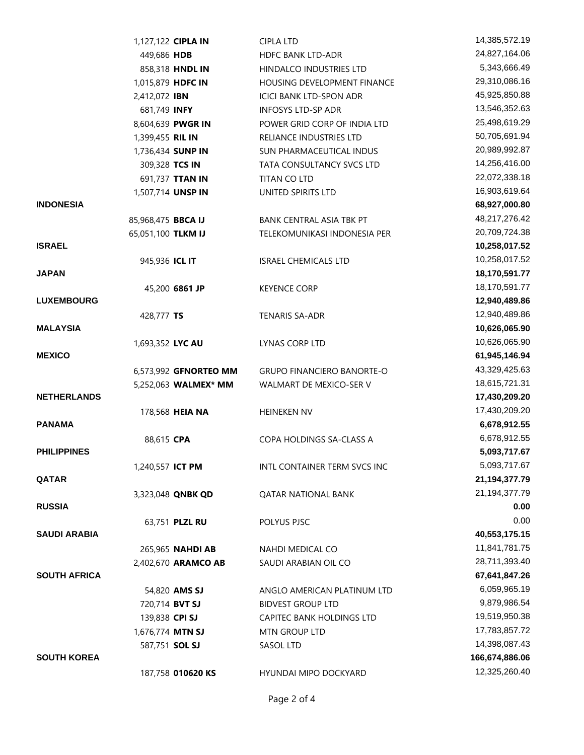| Country | Shares | Ticker | Security | Market Value |
|---|---|---|---|---|
| | 1,127,122 | **CIPLA IN** | CIPLA LTD | 14,385,572.19 |
| | 449,686 | **HDB** | HDFC BANK LTD-ADR | 24,827,164.06 |
| | 858,318 | **HNDL IN** | HINDALCO INDUSTRIES LTD | 5,343,666.49 |
| | 1,015,879 | **HDFC IN** | HOUSING DEVELOPMENT FINANCE | 29,310,086.16 |
| | 2,412,072 | **IBN** | ICICI BANK LTD-SPON ADR | 45,925,850.88 |
| | 681,749 | **INFY** | INFOSYS LTD-SP ADR | 13,546,352.63 |
| | 8,604,639 | **PWGR IN** | POWER GRID CORP OF INDIA LTD | 25,498,619.29 |
| | 1,399,455 | **RIL IN** | RELIANCE INDUSTRIES LTD | 50,705,691.94 |
| | 1,736,434 | **SUNP IN** | SUN PHARMACEUTICAL INDUS | 20,989,992.87 |
| | 309,328 | **TCS IN** | TATA CONSULTANCY SVCS LTD | 14,256,416.00 |
| | 691,737 | **TTAN IN** | TITAN CO LTD | 22,072,338.18 |
| | 1,507,714 | **UNSP IN** | UNITED SPIRITS LTD | 16,903,619.64 |
| **INDONESIA** | | | | **68,927,000.80** |
| | 85,968,475 | **BBCA IJ** | BANK CENTRAL ASIA TBK PT | 48,217,276.42 |
| | 65,051,100 | **TLKM IJ** | TELEKOMUNIKASI INDONESIA PER | 20,709,724.38 |
| **ISRAEL** | | | | **10,258,017.52** |
| | 945,936 | **ICL IT** | ISRAEL CHEMICALS LTD | 10,258,017.52 |
| **JAPAN** | | | | **18,170,591.77** |
| | 45,200 | **6861 JP** | KEYENCE CORP | 18,170,591.77 |
| **LUXEMBOURG** | | | | **12,940,489.86** |
| | 428,777 | **TS** | TENARIS SA-ADR | 12,940,489.86 |
| **MALAYSIA** | | | | **10,626,065.90** |
| | 1,693,352 | **LYC AU** | LYNAS CORP LTD | 10,626,065.90 |
| **MEXICO** | | | | **61,945,146.94** |
| | 6,573,992 | **GFNORTEO MM** | GRUPO FINANCIERO BANORTE-O | 43,329,425.63 |
| | 5,252,063 | **WALMEX* MM** | WALMART DE MEXICO-SER V | 18,615,721.31 |
| **NETHERLANDS** | | | | **17,430,209.20** |
| | 178,568 | **HEIA NA** | HEINEKEN NV | 17,430,209.20 |
| **PANAMA** | | | | **6,678,912.55** |
| | 88,615 | **CPA** | COPA HOLDINGS SA-CLASS A | 6,678,912.55 |
| **PHILIPPINES** | | | | **5,093,717.67** |
| | 1,240,557 | **ICT PM** | INTL CONTAINER TERM SVCS INC | 5,093,717.67 |
| **QATAR** | | | | **21,194,377.79** |
| | 3,323,048 | **QNBK QD** | QATAR NATIONAL BANK | 21,194,377.79 |
| **RUSSIA** | | | | **0.00** |
| | 63,751 | **PLZL RU** | POLYUS PJSC | 0.00 |
| **SAUDI ARABIA** | | | | **40,553,175.15** |
| | 265,965 | **NAHDI AB** | NAHDI MEDICAL CO | 11,841,781.75 |
| | 2,402,670 | **ARAMCO AB** | SAUDI ARABIAN OIL CO | 28,711,393.40 |
| **SOUTH AFRICA** | | | | **67,641,847.26** |
| | 54,820 | **AMS SJ** | ANGLO AMERICAN PLATINUM LTD | 6,059,965.19 |
| | 720,714 | **BVT SJ** | BIDVEST GROUP LTD | 9,879,986.54 |
| | 139,838 | **CPI SJ** | CAPITEC BANK HOLDINGS LTD | 19,519,950.38 |
| | 1,676,774 | **MTN SJ** | MTN GROUP LTD | 17,783,857.72 |
| | 587,751 | **SOL SJ** | SASOL LTD | 14,398,087.43 |
| **SOUTH KOREA** | | | | **166,674,886.06** |
| | 187,758 | **010620 KS** | HYUNDAI MIPO DOCKYARD | 12,325,260.40 |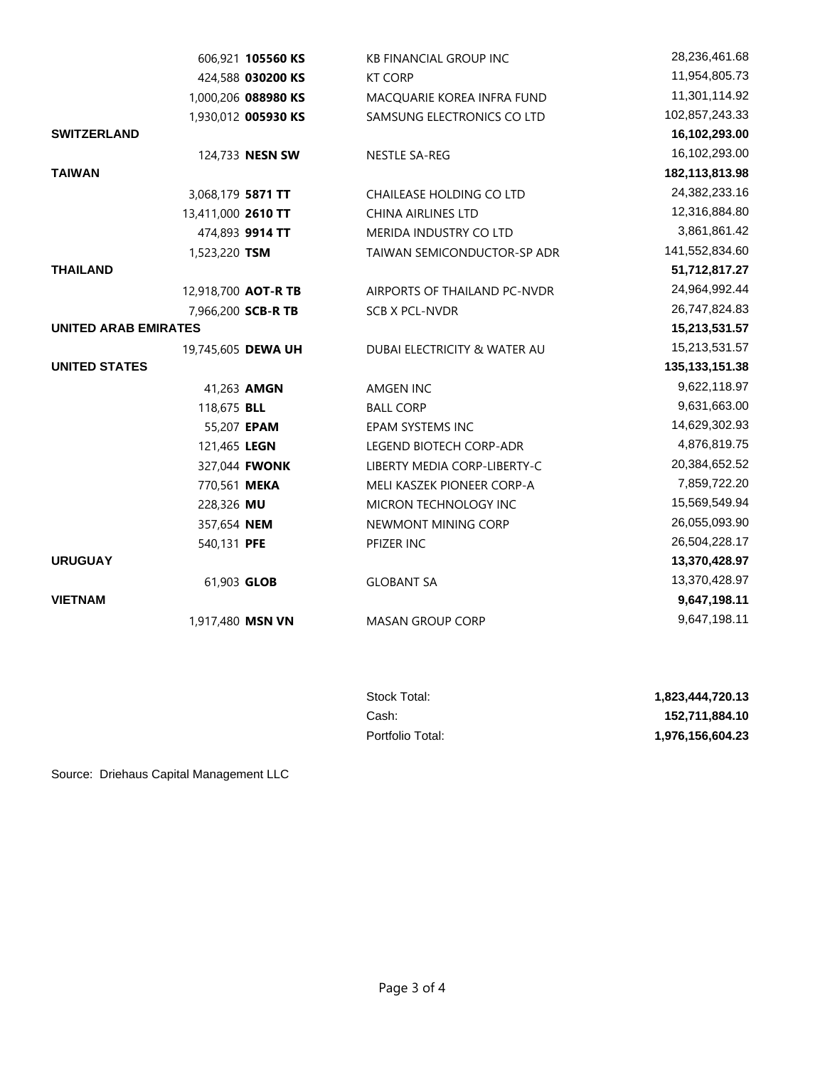| Country | Shares | Ticker | Security | Market Value |
|---|---|---|---|---|
| | 606,921 | **105560 KS** | KB FINANCIAL GROUP INC | 28,236,461.68 |
| | 424,588 | **030200 KS** | KT CORP | 11,954,805.73 |
| | 1,000,206 | **088980 KS** | MACQUARIE KOREA INFRA FUND | 11,301,114.92 |
| | 1,930,012 | **005930 KS** | SAMSUNG ELECTRONICS CO LTD | 102,857,243.33 |
| **SWITZERLAND** | | | | **16,102,293.00** |
| | 124,733 | **NESN SW** | NESTLE SA-REG | 16,102,293.00 |
| **TAIWAN** | | | | **182,113,813.98** |
| | 3,068,179 | **5871 TT** | CHAILEASE HOLDING CO LTD | 24,382,233.16 |
| | 13,411,000 | **2610 TT** | CHINA AIRLINES LTD | 12,316,884.80 |
| | 474,893 | **9914 TT** | MERIDA INDUSTRY CO LTD | 3,861,861.42 |
| | 1,523,220 | **TSM** | TAIWAN SEMICONDUCTOR-SP ADR | 141,552,834.60 |
| **THAILAND** | | | | **51,712,817.27** |
| | 12,918,700 | **AOT-R TB** | AIRPORTS OF THAILAND PC-NVDR | 24,964,992.44 |
| | 7,966,200 | **SCB-R TB** | SCB X PCL-NVDR | 26,747,824.83 |
| **UNITED ARAB EMIRATES** | | | | **15,213,531.57** |
| | 19,745,605 | **DEWA UH** | DUBAI ELECTRICITY & WATER AU | 15,213,531.57 |
| **UNITED STATES** | | | | **135,133,151.38** |
| | 41,263 | **AMGN** | AMGEN INC | 9,622,118.97 |
| | 118,675 | **BLL** | BALL CORP | 9,631,663.00 |
| | 55,207 | **EPAM** | EPAM SYSTEMS INC | 14,629,302.93 |
| | 121,465 | **LEGN** | LEGEND BIOTECH CORP-ADR | 4,876,819.75 |
| | 327,044 | **FWONK** | LIBERTY MEDIA CORP-LIBERTY-C | 20,384,652.52 |
| | 770,561 | **MEKA** | MELI KASZEK PIONEER CORP-A | 7,859,722.20 |
| | 228,326 | **MU** | MICRON TECHNOLOGY INC | 15,569,549.94 |
| | 357,654 | **NEM** | NEWMONT MINING CORP | 26,055,093.90 |
| | 540,131 | **PFE** | PFIZER INC | 26,504,228.17 |
| **URUGUAY** | | | | **13,370,428.97** |
| | 61,903 | **GLOB** | GLOBANT SA | 13,370,428.97 |
| **VIETNAM** | | | | **9,647,198.11** |
| | 1,917,480 | **MSN VN** | MASAN GROUP CORP | 9,647,198.11 |

| | |
|---|---|
| Stock Total: | **1,823,444,720.13** |
| Cash: | **152,711,884.10** |
| Portfolio Total: | **1,976,156,604.23** |

Source: Driehaus Capital Management LLC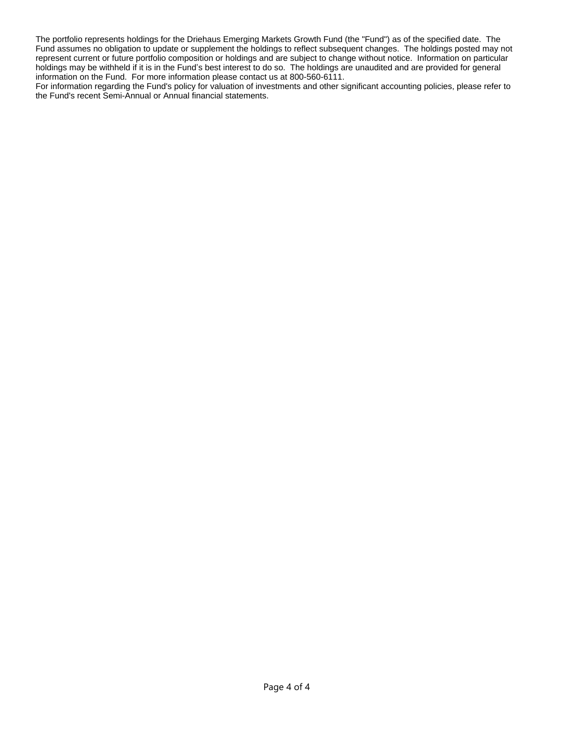The portfolio represents holdings for the Driehaus Emerging Markets Growth Fund (the "Fund") as of the specified date. The Fund assumes no obligation to update or supplement the holdings to reflect subsequent changes. The holdings posted may not represent current or future portfolio composition or holdings and are subject to change without notice. Information on particular holdings may be withheld if it is in the Fund's best interest to do so. The holdings are unaudited and are provided for general information on the Fund. For more information please contact us at 800-560-6111.

For information regarding the Fund's policy for valuation of investments and other significant accounting policies, please refer to the Fund's recent Semi-Annual or Annual financial statements.